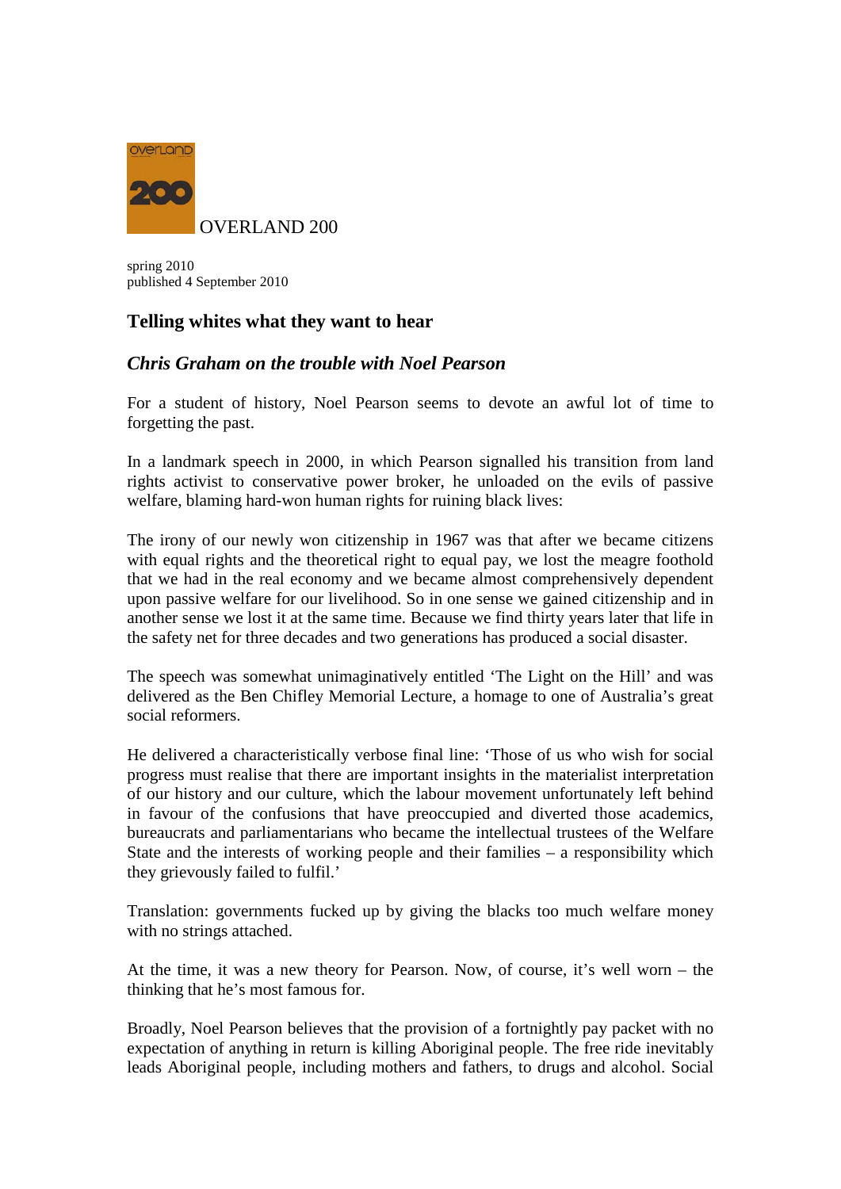OVERLAND 200

spring 2010
published 4 September 2010

## Telling whites what they want to hear

### *Chris Graham on the trouble with Noel Pearson*

For a student of history, Noel Pearson seems to devote an awful lot of time to forgetting the past.

In a landmark speech in 2000, in which Pearson signalled his transition from land rights activist to conservative power broker, he unloaded on the evils of passive welfare, blaming hard-won human rights for ruining black lives:

The irony of our newly won citizenship in 1967 was that after we became citizens with equal rights and the theoretical right to equal pay, we lost the meagre foothold that we had in the real economy and we became almost comprehensively dependent upon passive welfare for our livelihood. So in one sense we gained citizenship and in another sense we lost it at the same time. Because we find thirty years later that life in the safety net for three decades and two generations has produced a social disaster.

The speech was somewhat unimaginatively entitled 'The Light on the Hill' and was delivered as the Ben Chifley Memorial Lecture, a homage to one of Australia's great social reformers.

He delivered a characteristically verbose final line: 'Those of us who wish for social progress must realise that there are important insights in the materialist interpretation of our history and our culture, which the labour movement unfortunately left behind in favour of the confusions that have preoccupied and diverted those academics, bureaucrats and parliamentarians who became the intellectual trustees of the Welfare State and the interests of working people and their families – a responsibility which they grievously failed to fulfil.'

Translation: governments fucked up by giving the blacks too much welfare money with no strings attached.

At the time, it was a new theory for Pearson. Now, of course, it's well worn – the thinking that he's most famous for.

Broadly, Noel Pearson believes that the provision of a fortnightly pay packet with no expectation of anything in return is killing Aboriginal people. The free ride inevitably leads Aboriginal people, including mothers and fathers, to drugs and alcohol. Social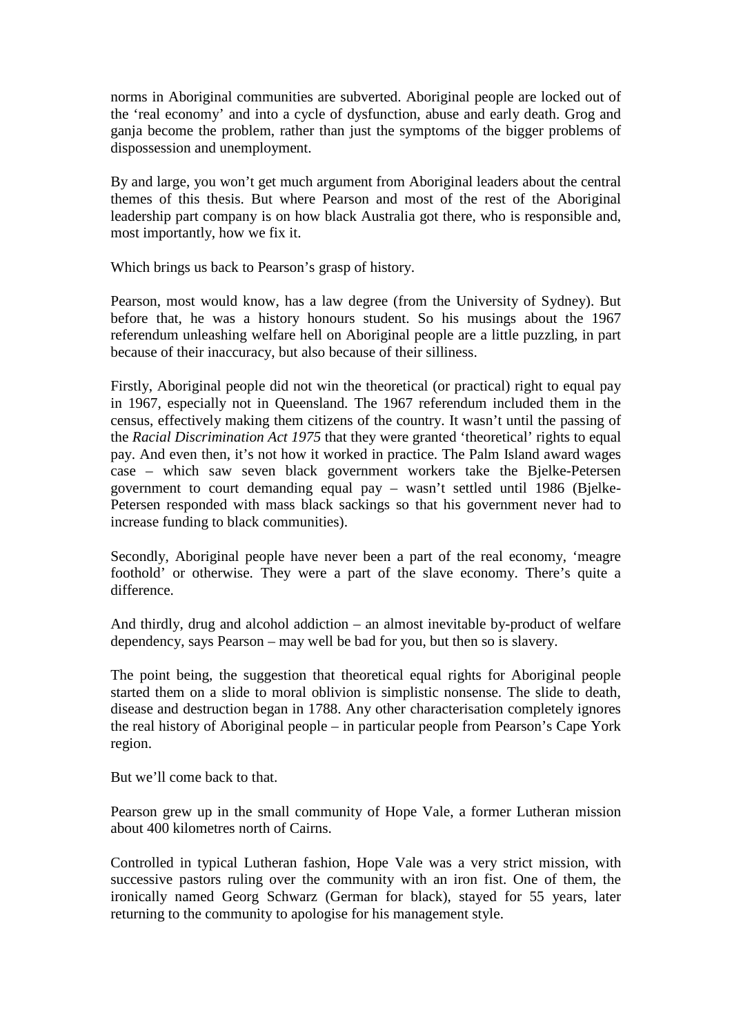norms in Aboriginal communities are subverted. Aboriginal people are locked out of the 'real economy' and into a cycle of dysfunction, abuse and early death. Grog and ganja become the problem, rather than just the symptoms of the bigger problems of dispossession and unemployment.

By and large, you won't get much argument from Aboriginal leaders about the central themes of this thesis. But where Pearson and most of the rest of the Aboriginal leadership part company is on how black Australia got there, who is responsible and, most importantly, how we fix it.

Which brings us back to Pearson's grasp of history.

Pearson, most would know, has a law degree (from the University of Sydney). But before that, he was a history honours student. So his musings about the 1967 referendum unleashing welfare hell on Aboriginal people are a little puzzling, in part because of their inaccuracy, but also because of their silliness.

Firstly, Aboriginal people did not win the theoretical (or practical) right to equal pay in 1967, especially not in Queensland. The 1967 referendum included them in the census, effectively making them citizens of the country. It wasn't until the passing of the *Racial Discrimination Act 1975* that they were granted 'theoretical' rights to equal pay. And even then, it's not how it worked in practice. The Palm Island award wages case – which saw seven black government workers take the Bjelke-Petersen government to court demanding equal pay – wasn't settled until 1986 (Bjelke-Petersen responded with mass black sackings so that his government never had to increase funding to black communities).

Secondly, Aboriginal people have never been a part of the real economy, 'meagre foothold' or otherwise. They were a part of the slave economy. There's quite a difference.

And thirdly, drug and alcohol addiction – an almost inevitable by-product of welfare dependency, says Pearson – may well be bad for you, but then so is slavery.

The point being, the suggestion that theoretical equal rights for Aboriginal people started them on a slide to moral oblivion is simplistic nonsense. The slide to death, disease and destruction began in 1788. Any other characterisation completely ignores the real history of Aboriginal people – in particular people from Pearson's Cape York region.

But we'll come back to that.

Pearson grew up in the small community of Hope Vale, a former Lutheran mission about 400 kilometres north of Cairns.

Controlled in typical Lutheran fashion, Hope Vale was a very strict mission, with successive pastors ruling over the community with an iron fist. One of them, the ironically named Georg Schwarz (German for black), stayed for 55 years, later returning to the community to apologise for his management style.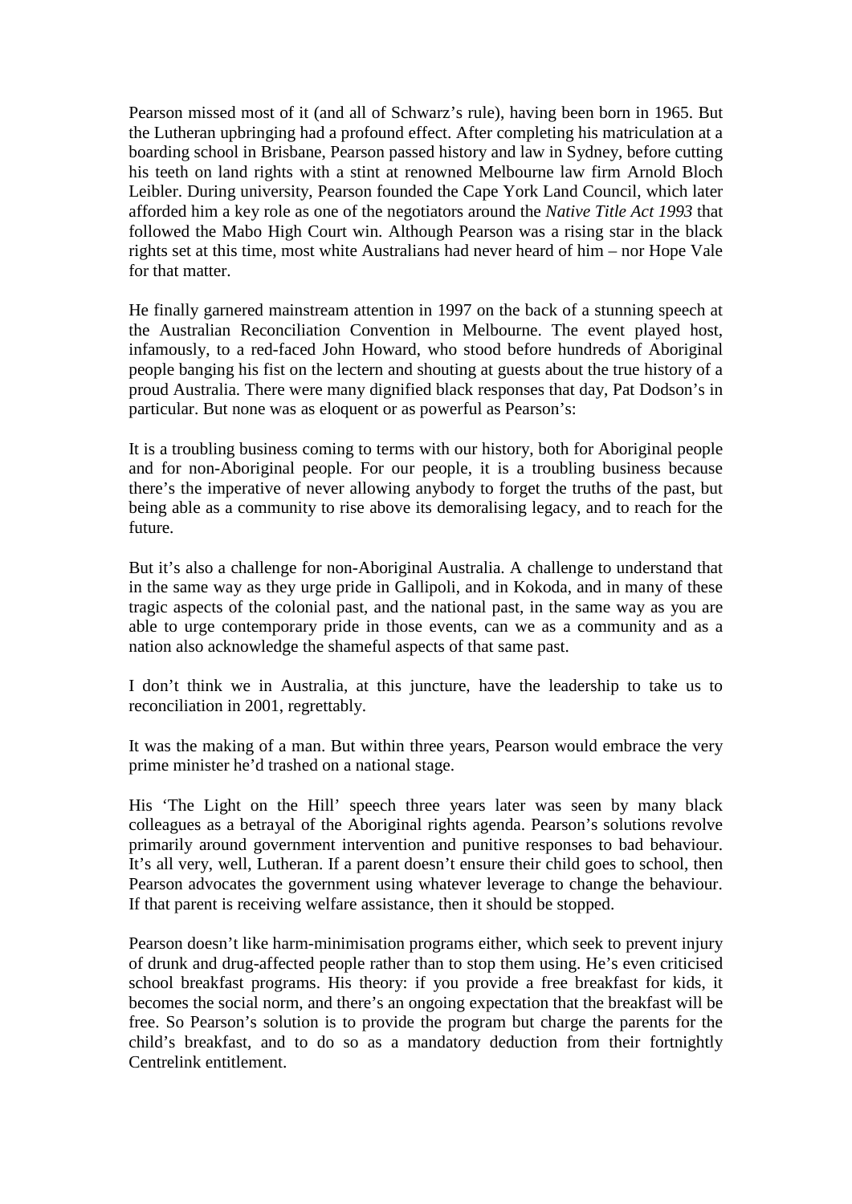Pearson missed most of it (and all of Schwarz's rule), having been born in 1965. But the Lutheran upbringing had a profound effect. After completing his matriculation at a boarding school in Brisbane, Pearson passed history and law in Sydney, before cutting his teeth on land rights with a stint at renowned Melbourne law firm Arnold Bloch Leibler. During university, Pearson founded the Cape York Land Council, which later afforded him a key role as one of the negotiators around the *Native Title Act 1993* that followed the Mabo High Court win. Although Pearson was a rising star in the black rights set at this time, most white Australians had never heard of him – nor Hope Vale for that matter.

He finally garnered mainstream attention in 1997 on the back of a stunning speech at the Australian Reconciliation Convention in Melbourne. The event played host, infamously, to a red-faced John Howard, who stood before hundreds of Aboriginal people banging his fist on the lectern and shouting at guests about the true history of a proud Australia. There were many dignified black responses that day, Pat Dodson's in particular. But none was as eloquent or as powerful as Pearson's:

It is a troubling business coming to terms with our history, both for Aboriginal people and for non-Aboriginal people. For our people, it is a troubling business because there's the imperative of never allowing anybody to forget the truths of the past, but being able as a community to rise above its demoralising legacy, and to reach for the future.

But it's also a challenge for non-Aboriginal Australia. A challenge to understand that in the same way as they urge pride in Gallipoli, and in Kokoda, and in many of these tragic aspects of the colonial past, and the national past, in the same way as you are able to urge contemporary pride in those events, can we as a community and as a nation also acknowledge the shameful aspects of that same past.

I don't think we in Australia, at this juncture, have the leadership to take us to reconciliation in 2001, regrettably.

It was the making of a man. But within three years, Pearson would embrace the very prime minister he'd trashed on a national stage.

His 'The Light on the Hill' speech three years later was seen by many black colleagues as a betrayal of the Aboriginal rights agenda. Pearson's solutions revolve primarily around government intervention and punitive responses to bad behaviour. It's all very, well, Lutheran. If a parent doesn't ensure their child goes to school, then Pearson advocates the government using whatever leverage to change the behaviour. If that parent is receiving welfare assistance, then it should be stopped.

Pearson doesn't like harm-minimisation programs either, which seek to prevent injury of drunk and drug-affected people rather than to stop them using. He's even criticised school breakfast programs. His theory: if you provide a free breakfast for kids, it becomes the social norm, and there's an ongoing expectation that the breakfast will be free. So Pearson's solution is to provide the program but charge the parents for the child's breakfast, and to do so as a mandatory deduction from their fortnightly Centrelink entitlement.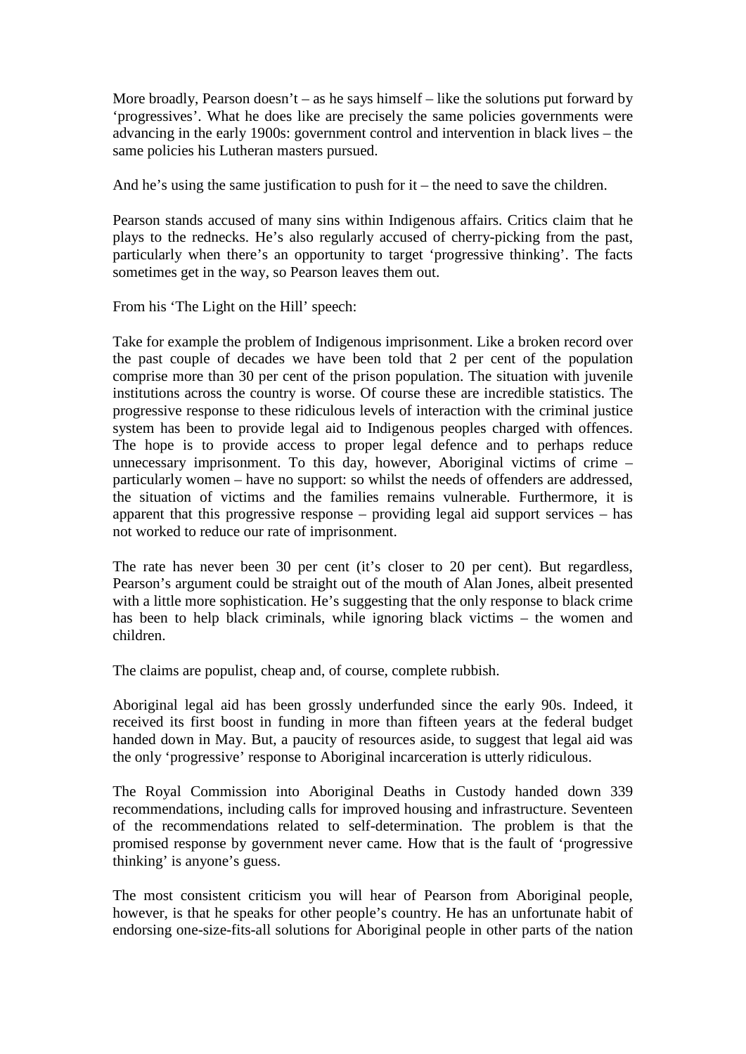More broadly, Pearson doesn't – as he says himself – like the solutions put forward by 'progressives'. What he does like are precisely the same policies governments were advancing in the early 1900s: government control and intervention in black lives – the same policies his Lutheran masters pursued.

And he's using the same justification to push for it – the need to save the children.

Pearson stands accused of many sins within Indigenous affairs. Critics claim that he plays to the rednecks. He's also regularly accused of cherry-picking from the past, particularly when there's an opportunity to target 'progressive thinking'. The facts sometimes get in the way, so Pearson leaves them out.

From his 'The Light on the Hill' speech:

Take for example the problem of Indigenous imprisonment. Like a broken record over the past couple of decades we have been told that 2 per cent of the population comprise more than 30 per cent of the prison population. The situation with juvenile institutions across the country is worse. Of course these are incredible statistics. The progressive response to these ridiculous levels of interaction with the criminal justice system has been to provide legal aid to Indigenous peoples charged with offences. The hope is to provide access to proper legal defence and to perhaps reduce unnecessary imprisonment. To this day, however, Aboriginal victims of crime – particularly women – have no support: so whilst the needs of offenders are addressed, the situation of victims and the families remains vulnerable. Furthermore, it is apparent that this progressive response – providing legal aid support services – has not worked to reduce our rate of imprisonment.

The rate has never been 30 per cent (it's closer to 20 per cent). But regardless, Pearson's argument could be straight out of the mouth of Alan Jones, albeit presented with a little more sophistication. He's suggesting that the only response to black crime has been to help black criminals, while ignoring black victims – the women and children.

The claims are populist, cheap and, of course, complete rubbish.

Aboriginal legal aid has been grossly underfunded since the early 90s. Indeed, it received its first boost in funding in more than fifteen years at the federal budget handed down in May. But, a paucity of resources aside, to suggest that legal aid was the only 'progressive' response to Aboriginal incarceration is utterly ridiculous.

The Royal Commission into Aboriginal Deaths in Custody handed down 339 recommendations, including calls for improved housing and infrastructure. Seventeen of the recommendations related to self-determination. The problem is that the promised response by government never came. How that is the fault of 'progressive thinking' is anyone's guess.

The most consistent criticism you will hear of Pearson from Aboriginal people, however, is that he speaks for other people's country. He has an unfortunate habit of endorsing one-size-fits-all solutions for Aboriginal people in other parts of the nation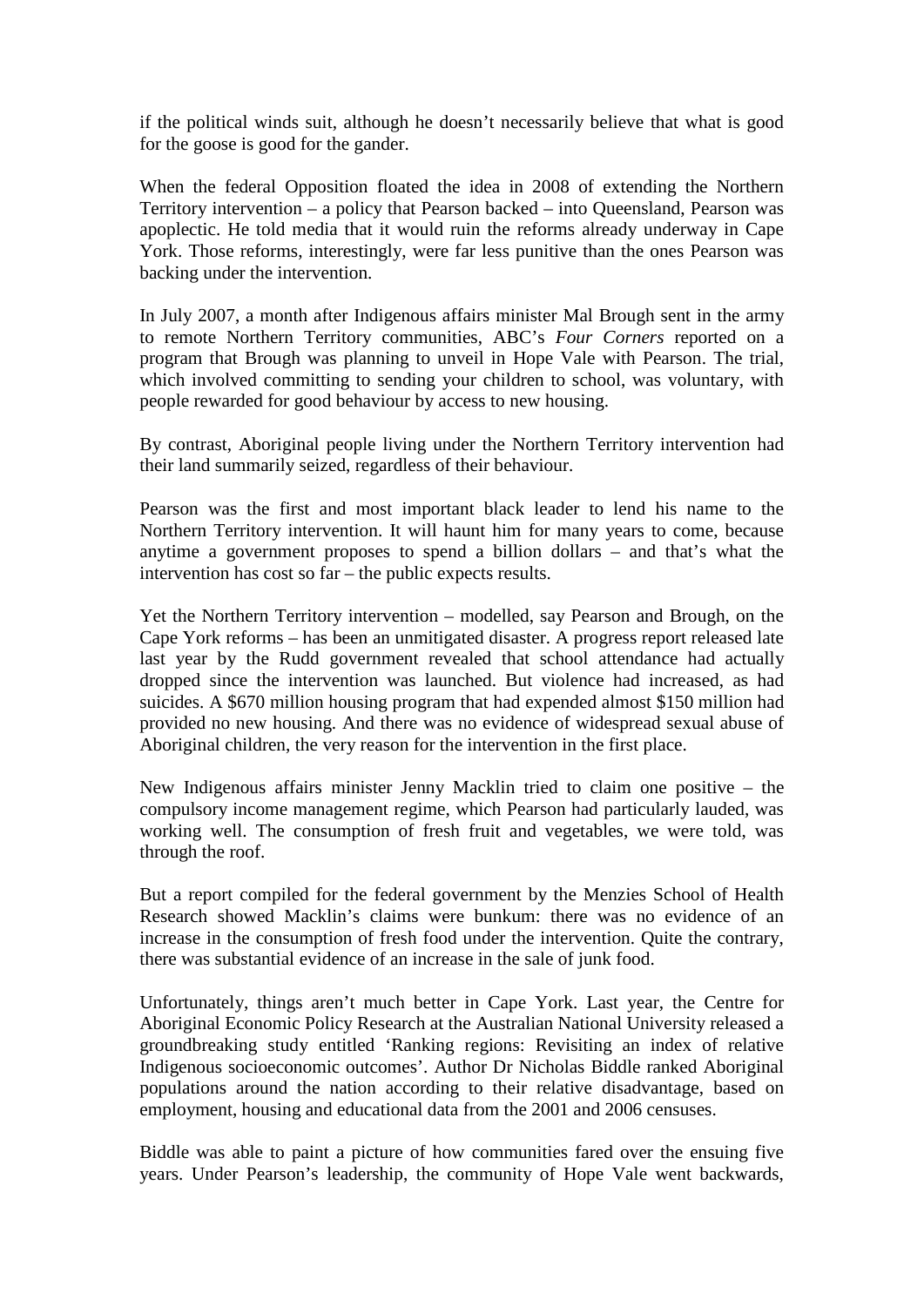if the political winds suit, although he doesn't necessarily believe that what is good for the goose is good for the gander.

When the federal Opposition floated the idea in 2008 of extending the Northern Territory intervention – a policy that Pearson backed – into Queensland, Pearson was apoplectic. He told media that it would ruin the reforms already underway in Cape York. Those reforms, interestingly, were far less punitive than the ones Pearson was backing under the intervention.

In July 2007, a month after Indigenous affairs minister Mal Brough sent in the army to remote Northern Territory communities, ABC's *Four Corners* reported on a program that Brough was planning to unveil in Hope Vale with Pearson. The trial, which involved committing to sending your children to school, was voluntary, with people rewarded for good behaviour by access to new housing.

By contrast, Aboriginal people living under the Northern Territory intervention had their land summarily seized, regardless of their behaviour.

Pearson was the first and most important black leader to lend his name to the Northern Territory intervention. It will haunt him for many years to come, because anytime a government proposes to spend a billion dollars – and that's what the intervention has cost so far – the public expects results.

Yet the Northern Territory intervention – modelled, say Pearson and Brough, on the Cape York reforms – has been an unmitigated disaster. A progress report released late last year by the Rudd government revealed that school attendance had actually dropped since the intervention was launched. But violence had increased, as had suicides. A $670 million housing program that had expended almost $150 million had provided no new housing. And there was no evidence of widespread sexual abuse of Aboriginal children, the very reason for the intervention in the first place.

New Indigenous affairs minister Jenny Macklin tried to claim one positive – the compulsory income management regime, which Pearson had particularly lauded, was working well. The consumption of fresh fruit and vegetables, we were told, was through the roof.

But a report compiled for the federal government by the Menzies School of Health Research showed Macklin's claims were bunkum: there was no evidence of an increase in the consumption of fresh food under the intervention. Quite the contrary, there was substantial evidence of an increase in the sale of junk food.

Unfortunately, things aren't much better in Cape York. Last year, the Centre for Aboriginal Economic Policy Research at the Australian National University released a groundbreaking study entitled 'Ranking regions: Revisiting an index of relative Indigenous socioeconomic outcomes'. Author Dr Nicholas Biddle ranked Aboriginal populations around the nation according to their relative disadvantage, based on employment, housing and educational data from the 2001 and 2006 censuses.

Biddle was able to paint a picture of how communities fared over the ensuing five years. Under Pearson's leadership, the community of Hope Vale went backwards,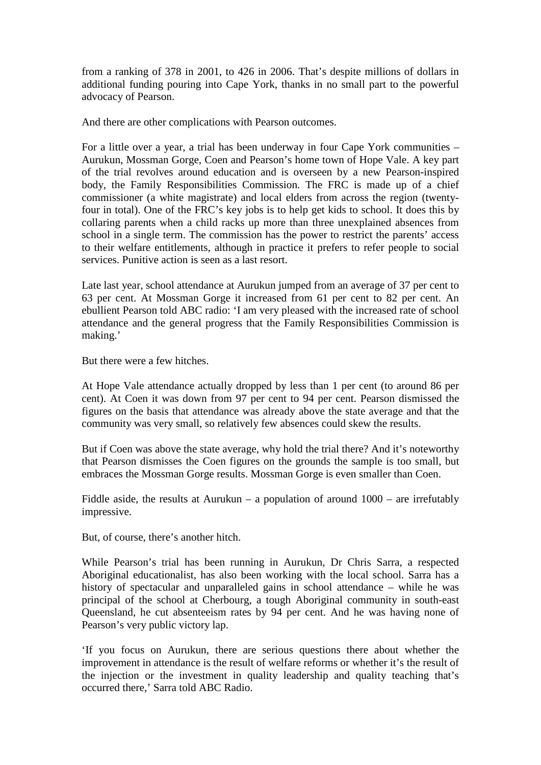from a ranking of 378 in 2001, to 426 in 2006. That's despite millions of dollars in additional funding pouring into Cape York, thanks in no small part to the powerful advocacy of Pearson.

And there are other complications with Pearson outcomes.

For a little over a year, a trial has been underway in four Cape York communities – Aurukun, Mossman Gorge, Coen and Pearson's home town of Hope Vale. A key part of the trial revolves around education and is overseen by a new Pearson-inspired body, the Family Responsibilities Commission. The FRC is made up of a chief commissioner (a white magistrate) and local elders from across the region (twenty-four in total). One of the FRC's key jobs is to help get kids to school. It does this by collaring parents when a child racks up more than three unexplained absences from school in a single term. The commission has the power to restrict the parents' access to their welfare entitlements, although in practice it prefers to refer people to social services. Punitive action is seen as a last resort.

Late last year, school attendance at Aurukun jumped from an average of 37 per cent to 63 per cent. At Mossman Gorge it increased from 61 per cent to 82 per cent. An ebullient Pearson told ABC radio: 'I am very pleased with the increased rate of school attendance and the general progress that the Family Responsibilities Commission is making.'

But there were a few hitches.

At Hope Vale attendance actually dropped by less than 1 per cent (to around 86 per cent). At Coen it was down from 97 per cent to 94 per cent. Pearson dismissed the figures on the basis that attendance was already above the state average and that the community was very small, so relatively few absences could skew the results.

But if Coen was above the state average, why hold the trial there? And it's noteworthy that Pearson dismisses the Coen figures on the grounds the sample is too small, but embraces the Mossman Gorge results. Mossman Gorge is even smaller than Coen.

Fiddle aside, the results at Aurukun – a population of around 1000 – are irrefutably impressive.

But, of course, there's another hitch.

While Pearson's trial has been running in Aurukun, Dr Chris Sarra, a respected Aboriginal educationalist, has also been working with the local school. Sarra has a history of spectacular and unparalleled gains in school attendance – while he was principal of the school at Cherbourg, a tough Aboriginal community in south-east Queensland, he cut absenteeism rates by 94 per cent. And he was having none of Pearson's very public victory lap.

'If you focus on Aurukun, there are serious questions there about whether the improvement in attendance is the result of welfare reforms or whether it's the result of the injection or the investment in quality leadership and quality teaching that's occurred there,' Sarra told ABC Radio.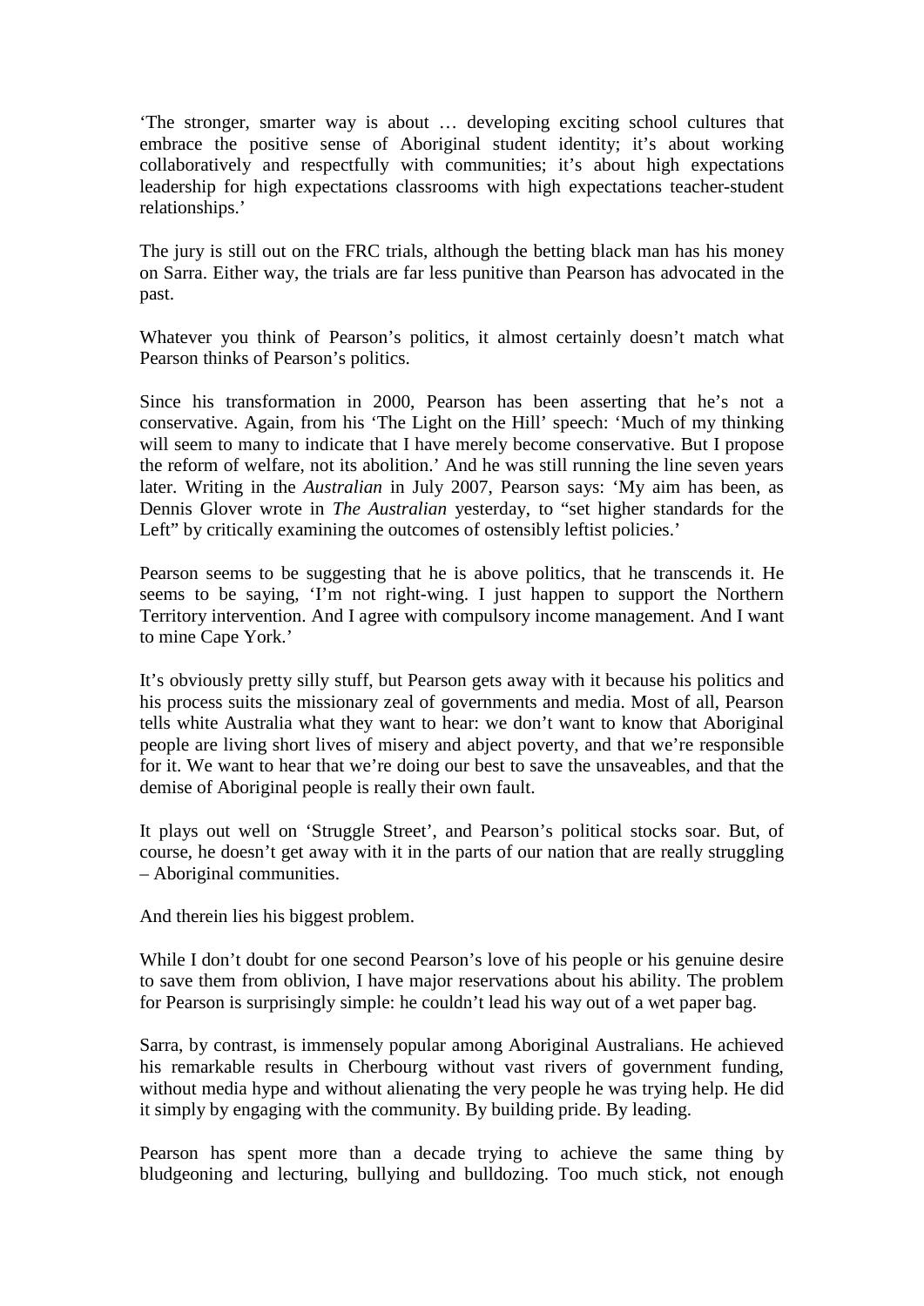'The stronger, smarter way is about … developing exciting school cultures that embrace the positive sense of Aboriginal student identity; it's about working collaboratively and respectfully with communities; it's about high expectations leadership for high expectations classrooms with high expectations teacher-student relationships.'

The jury is still out on the FRC trials, although the betting black man has his money on Sarra. Either way, the trials are far less punitive than Pearson has advocated in the past.

Whatever you think of Pearson's politics, it almost certainly doesn't match what Pearson thinks of Pearson's politics.

Since his transformation in 2000, Pearson has been asserting that he's not a conservative. Again, from his 'The Light on the Hill' speech: 'Much of my thinking will seem to many to indicate that I have merely become conservative. But I propose the reform of welfare, not its abolition.' And he was still running the line seven years later. Writing in the *Australian* in July 2007, Pearson says: 'My aim has been, as Dennis Glover wrote in *The Australian* yesterday, to "set higher standards for the Left" by critically examining the outcomes of ostensibly leftist policies.'

Pearson seems to be suggesting that he is above politics, that he transcends it. He seems to be saying, 'I'm not right-wing. I just happen to support the Northern Territory intervention. And I agree with compulsory income management. And I want to mine Cape York.'

It's obviously pretty silly stuff, but Pearson gets away with it because his politics and his process suits the missionary zeal of governments and media. Most of all, Pearson tells white Australia what they want to hear: we don't want to know that Aboriginal people are living short lives of misery and abject poverty, and that we're responsible for it. We want to hear that we're doing our best to save the unsaveables, and that the demise of Aboriginal people is really their own fault.

It plays out well on 'Struggle Street', and Pearson's political stocks soar. But, of course, he doesn't get away with it in the parts of our nation that are really struggling – Aboriginal communities.

And therein lies his biggest problem.

While I don't doubt for one second Pearson's love of his people or his genuine desire to save them from oblivion, I have major reservations about his ability. The problem for Pearson is surprisingly simple: he couldn't lead his way out of a wet paper bag.

Sarra, by contrast, is immensely popular among Aboriginal Australians. He achieved his remarkable results in Cherbourg without vast rivers of government funding, without media hype and without alienating the very people he was trying help. He did it simply by engaging with the community. By building pride. By leading.

Pearson has spent more than a decade trying to achieve the same thing by bludgeoning and lecturing, bullying and bulldozing. Too much stick, not enough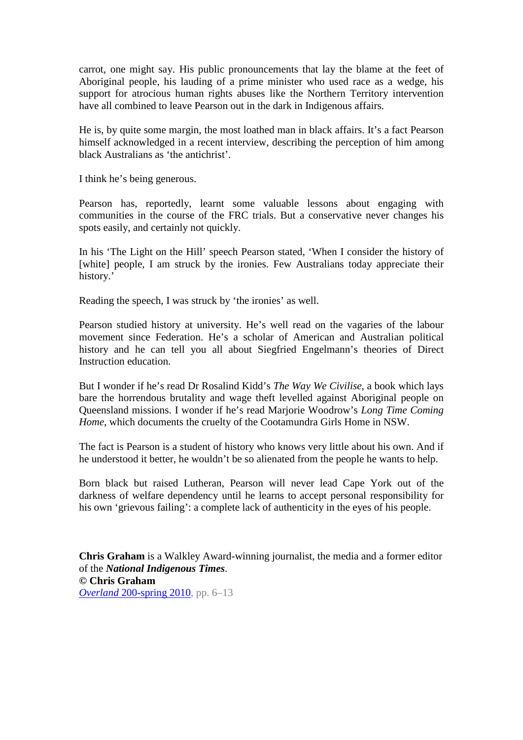carrot, one might say. His public pronouncements that lay the blame at the feet of Aboriginal people, his lauding of a prime minister who used race as a wedge, his support for atrocious human rights abuses like the Northern Territory intervention have all combined to leave Pearson out in the dark in Indigenous affairs.

He is, by quite some margin, the most loathed man in black affairs. It's a fact Pearson himself acknowledged in a recent interview, describing the perception of him among black Australians as 'the antichrist'.

I think he's being generous.

Pearson has, reportedly, learnt some valuable lessons about engaging with communities in the course of the FRC trials. But a conservative never changes his spots easily, and certainly not quickly.

In his 'The Light on the Hill' speech Pearson stated, 'When I consider the history of [white] people, I am struck by the ironies. Few Australians today appreciate their history.'

Reading the speech, I was struck by 'the ironies' as well.

Pearson studied history at university. He's well read on the vagaries of the labour movement since Federation. He's a scholar of American and Australian political history and he can tell you all about Siegfried Engelmann's theories of Direct Instruction education.

But I wonder if he's read Dr Rosalind Kidd's *The Way We Civilise*, a book which lays bare the horrendous brutality and wage theft levelled against Aboriginal people on Queensland missions. I wonder if he's read Marjorie Woodrow's *Long Time Coming Home*, which documents the cruelty of the Cootamundra Girls Home in NSW.

The fact is Pearson is a student of history who knows very little about his own. And if he understood it better, he wouldn't be so alienated from the people he wants to help.

Born black but raised Lutheran, Pearson will never lead Cape York out of the darkness of welfare dependency until he learns to accept personal responsibility for his own 'grievous failing': a complete lack of authenticity in the eyes of his people.

**Chris Graham** is a Walkley Award-winning journalist, the media and a former editor of the ***National Indigenous Times***.
**© Chris Graham**
*Overland* 200-spring 2010, pp. 6–13